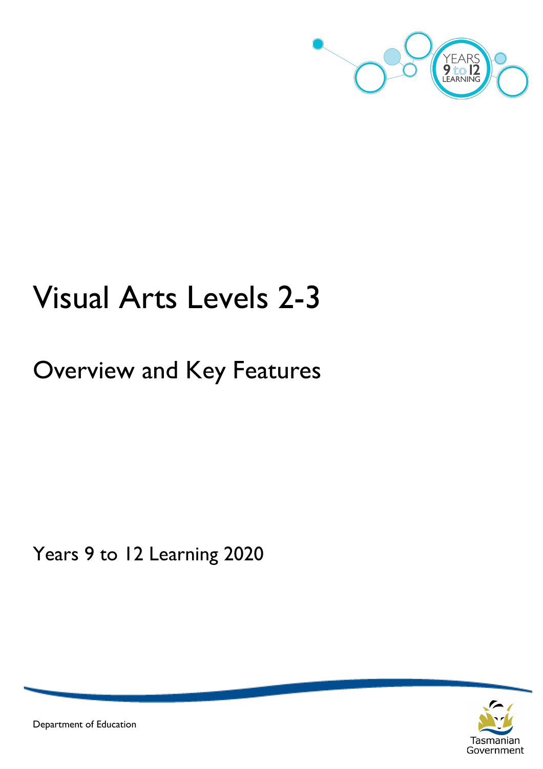# Visual Arts Levels 2-3

## Overview and Key Features

Years 9 to 12 Learning 2020

Department of Education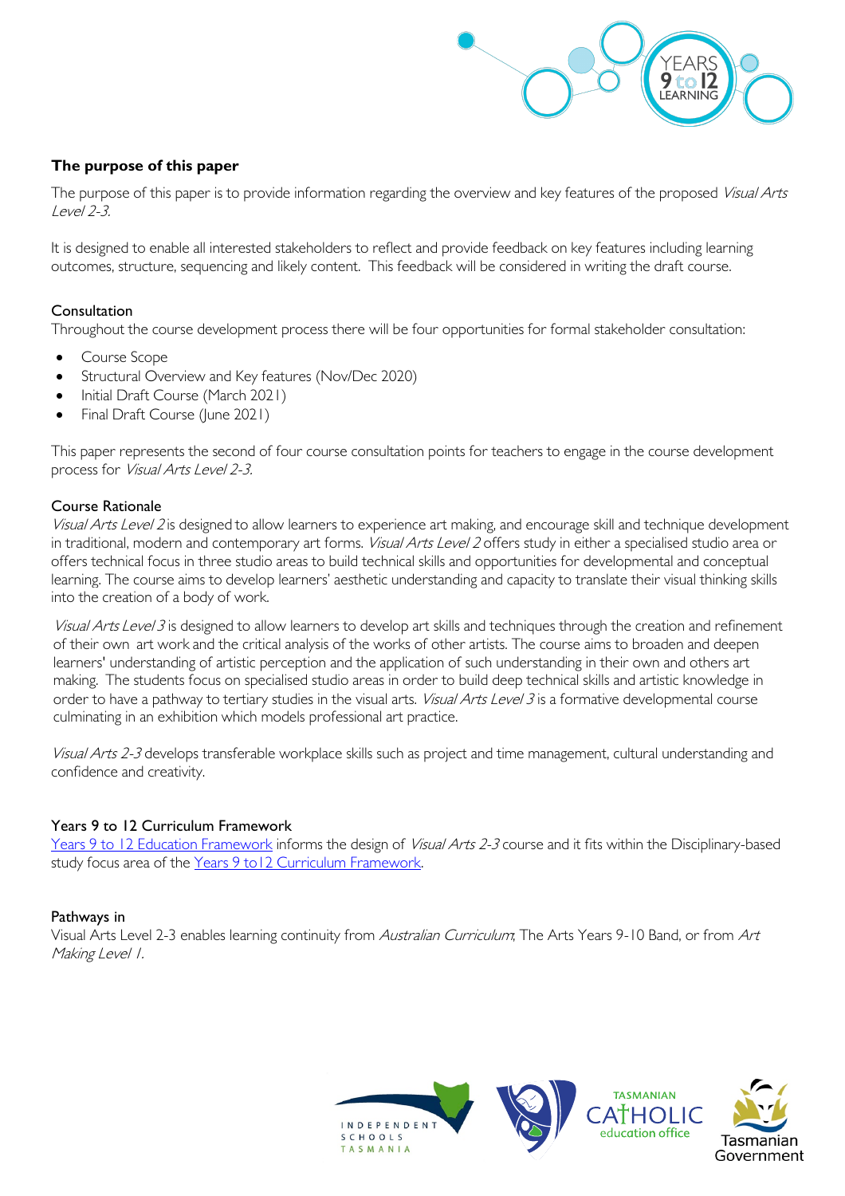## The purpose of this paper

The purpose of this paper is to provide information regarding the overview and key features of the proposed *Visual Arts Level 2-3*.

It is designed to enable all interested stakeholders to reflect and provide feedback on key features including learning outcomes, structure, sequencing and likely content. This feedback will be considered in writing the draft course.

### Consultation

Throughout the course development process there will be four opportunities for formal stakeholder consultation:

- Course Scope
- Structural Overview and Key features (Nov/Dec 2020)
- Initial Draft Course (March 2021)
- Final Draft Course (June 2021)

This paper represents the second of four course consultation points for teachers to engage in the course development process for *Visual Arts Level 2-3*.

### Course Rationale

*Visual Arts Level 2* is designed to allow learners to experience art making, and encourage skill and technique development in traditional, modern and contemporary art forms. *Visual Arts Level 2* offers study in either a specialised studio area or offers technical focus in three studio areas to build technical skills and opportunities for developmental and conceptual learning. The course aims to develop learners' aesthetic understanding and capacity to translate their visual thinking skills into the creation of a body of work.

*Visual Arts Level 3* is designed to allow learners to develop art skills and techniques through the creation and refinement of their own art work and the critical analysis of the works of other artists. The course aims to broaden and deepen learners' understanding of artistic perception and the application of such understanding in their own and others art making. The students focus on specialised studio areas in order to build deep technical skills and artistic knowledge in order to have a pathway to tertiary studies in the visual arts. *Visual Arts Level 3* is a formative developmental course culminating in an exhibition which models professional art practice.

*Visual Arts 2-3* develops transferable workplace skills such as project and time management, cultural understanding and confidence and creativity.

### Years 9 to 12 Curriculum Framework

[Years 9 to 12 Education Framework](#) informs the design of *Visual Arts 2-3* course and it fits within the Disciplinary-based study focus area of the [Years 9 to12 Curriculum Framework](#).

### Pathways in

Visual Arts Level 2-3 enables learning continuity from *Australian Curriculum*, The Arts Years 9-10 Band, or from *Art Making Level 1*.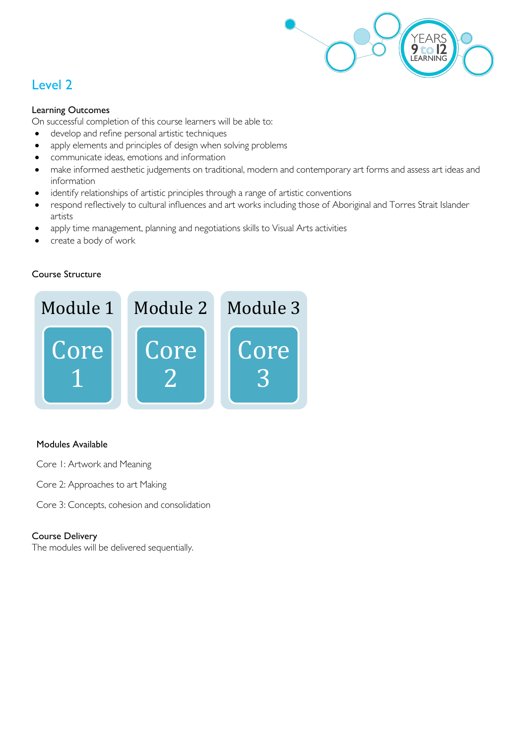## Level 2

**Learning Outcomes**

On successful completion of this course learners will be able to:

- develop and refine personal artistic techniques
- apply elements and principles of design when solving problems
- communicate ideas, emotions and information
- make informed aesthetic judgements on traditional, modern and contemporary art forms and assess art ideas and information
- identify relationships of artistic principles through a range of artistic conventions
- respond reflectively to cultural influences and art works including those of Aboriginal and Torres Strait Islander artists
- apply time management, planning and negotiations skills to Visual Arts activities
- create a body of work

**Course Structure**

| Module 1 | Module 2 | Module 3 |
| --- | --- | --- |
| Core 1 | Core 2 | Core 3 |

**Modules Available**

Core 1: Artwork and Meaning

Core 2: Approaches to art Making

Core 3: Concepts, cohesion and consolidation

**Course Delivery**

The modules will be delivered sequentially.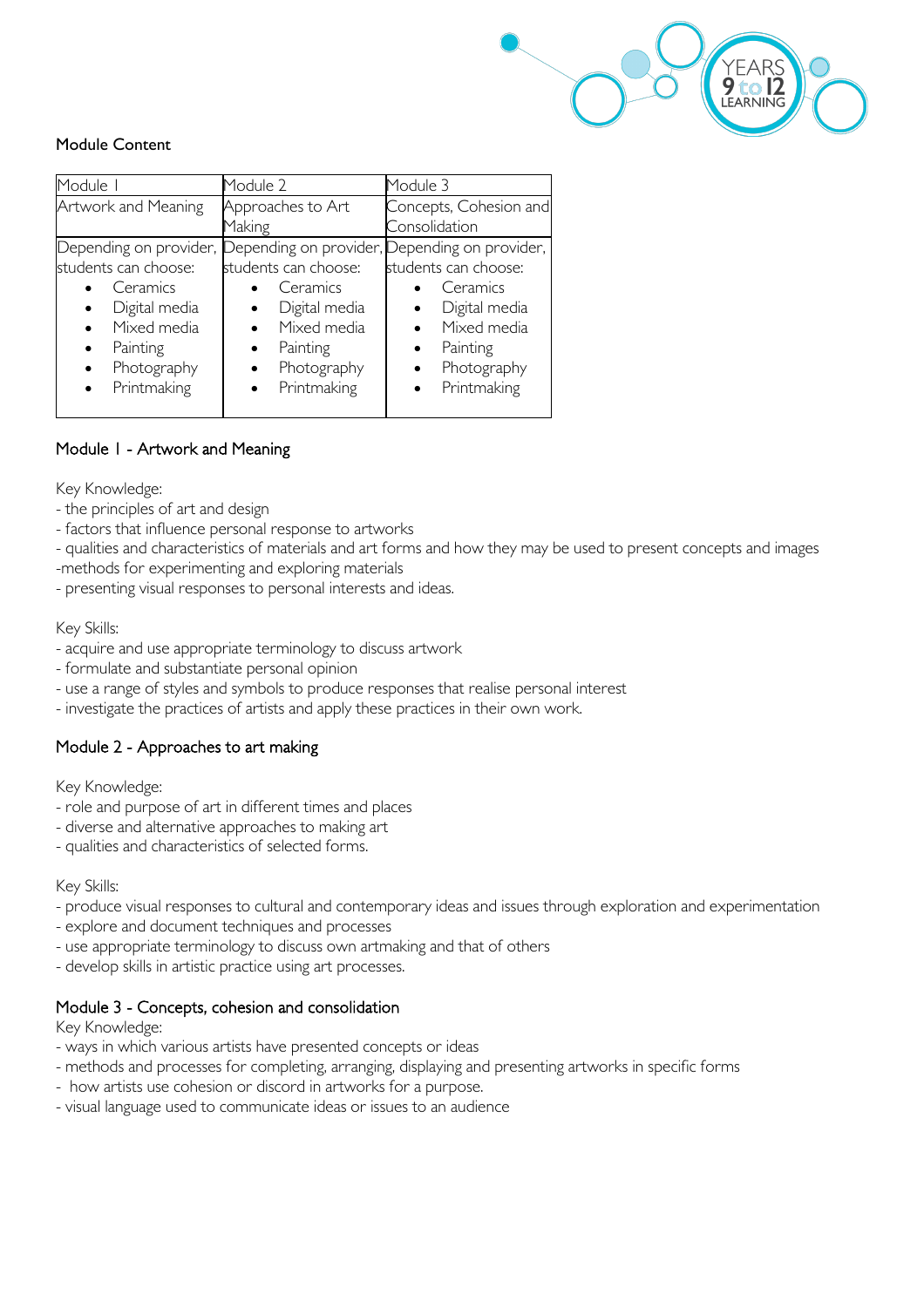Module Content

| Module 1 | Module 2 | Module 3 |
| --- | --- | --- |
| Artwork and Meaning | Approaches to Art Making | Concepts, Cohesion and Consolidation |
| Depending on provider, students can choose:<br>• Ceramics<br>• Digital media<br>• Mixed media<br>• Painting<br>• Photography<br>• Printmaking | Depending on provider, students can choose:<br>• Ceramics<br>• Digital media<br>• Mixed media<br>• Painting<br>• Photography<br>• Printmaking | Depending on provider, students can choose:<br>• Ceramics<br>• Digital media<br>• Mixed media<br>• Painting<br>• Photography<br>• Printmaking |

## Module 1 - Artwork and Meaning

Key Knowledge:
- the principles of art and design
- factors that influence personal response to artworks
- qualities and characteristics of materials and art forms and how they may be used to present concepts and images
- methods for experimenting and exploring materials
- presenting visual responses to personal interests and ideas.

Key Skills:
- acquire and use appropriate terminology to discuss artwork
- formulate and substantiate personal opinion
- use a range of styles and symbols to produce responses that realise personal interest
- investigate the practices of artists and apply these practices in their own work.

## Module 2 - Approaches to art making

Key Knowledge:
- role and purpose of art in different times and places
- diverse and alternative approaches to making art
- qualities and characteristics of selected forms.

Key Skills:
- produce visual responses to cultural and contemporary ideas and issues through exploration and experimentation
- explore and document techniques and processes
- use appropriate terminology to discuss own artmaking and that of others
- develop skills in artistic practice using art processes.

## Module 3 - Concepts, cohesion and consolidation

Key Knowledge:
- ways in which various artists have presented concepts or ideas
- methods and processes for completing, arranging, displaying and presenting artworks in specific forms
- how artists use cohesion or discord in artworks for a purpose.
- visual language used to communicate ideas or issues to an audience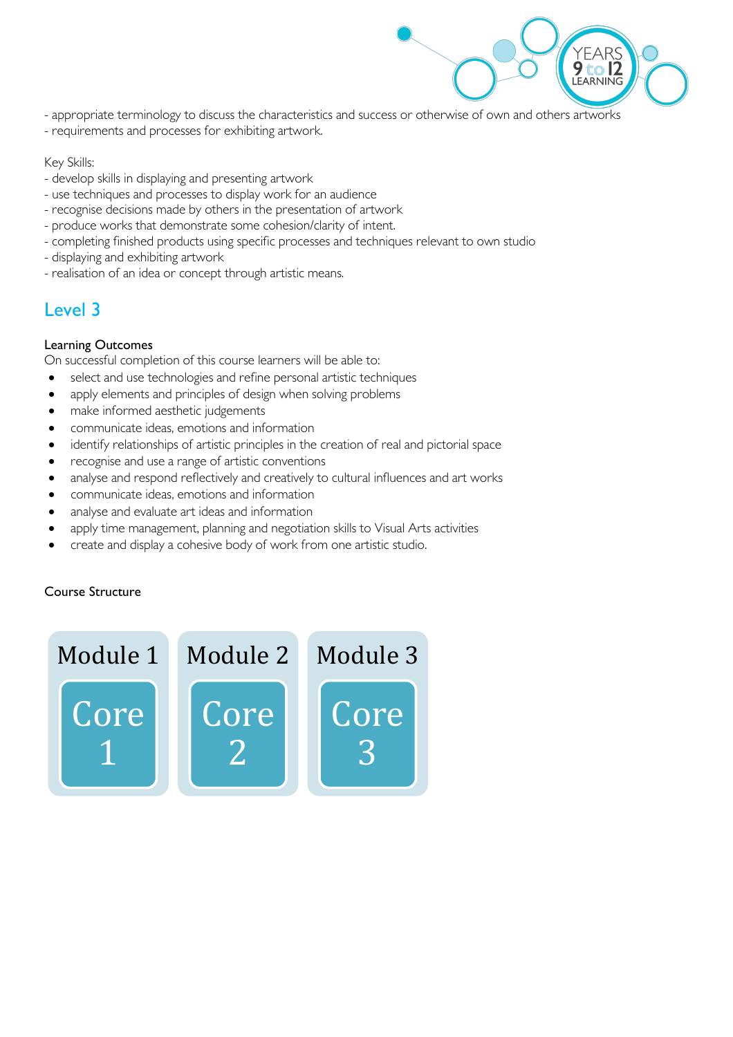- appropriate terminology to discuss the characteristics and success or otherwise of own and others artworks
- requirements and processes for exhibiting artwork.

Key Skills:
- develop skills in displaying and presenting artwork
- use techniques and processes to display work for an audience
- recognise decisions made by others in the presentation of artwork
- produce works that demonstrate some cohesion/clarity of intent.
- completing finished products using specific processes and techniques relevant to own studio
- displaying and exhibiting artwork
- realisation of an idea or concept through artistic means.

## Level 3

Learning Outcomes

On successful completion of this course learners will be able to:

- select and use technologies and refine personal artistic techniques
- apply elements and principles of design when solving problems
- make informed aesthetic judgements
- communicate ideas, emotions and information
- identify relationships of artistic principles in the creation of real and pictorial space
- recognise and use a range of artistic conventions
- analyse and respond reflectively and creatively to cultural influences and art works
- communicate ideas, emotions and information
- analyse and evaluate art ideas and information
- apply time management, planning and negotiation skills to Visual Arts activities
- create and display a cohesive body of work from one artistic studio.

Course Structure

| Module 1 | Module 2 | Module 3 |
| --- | --- | --- |
| Core 1 | Core 2 | Core 3 |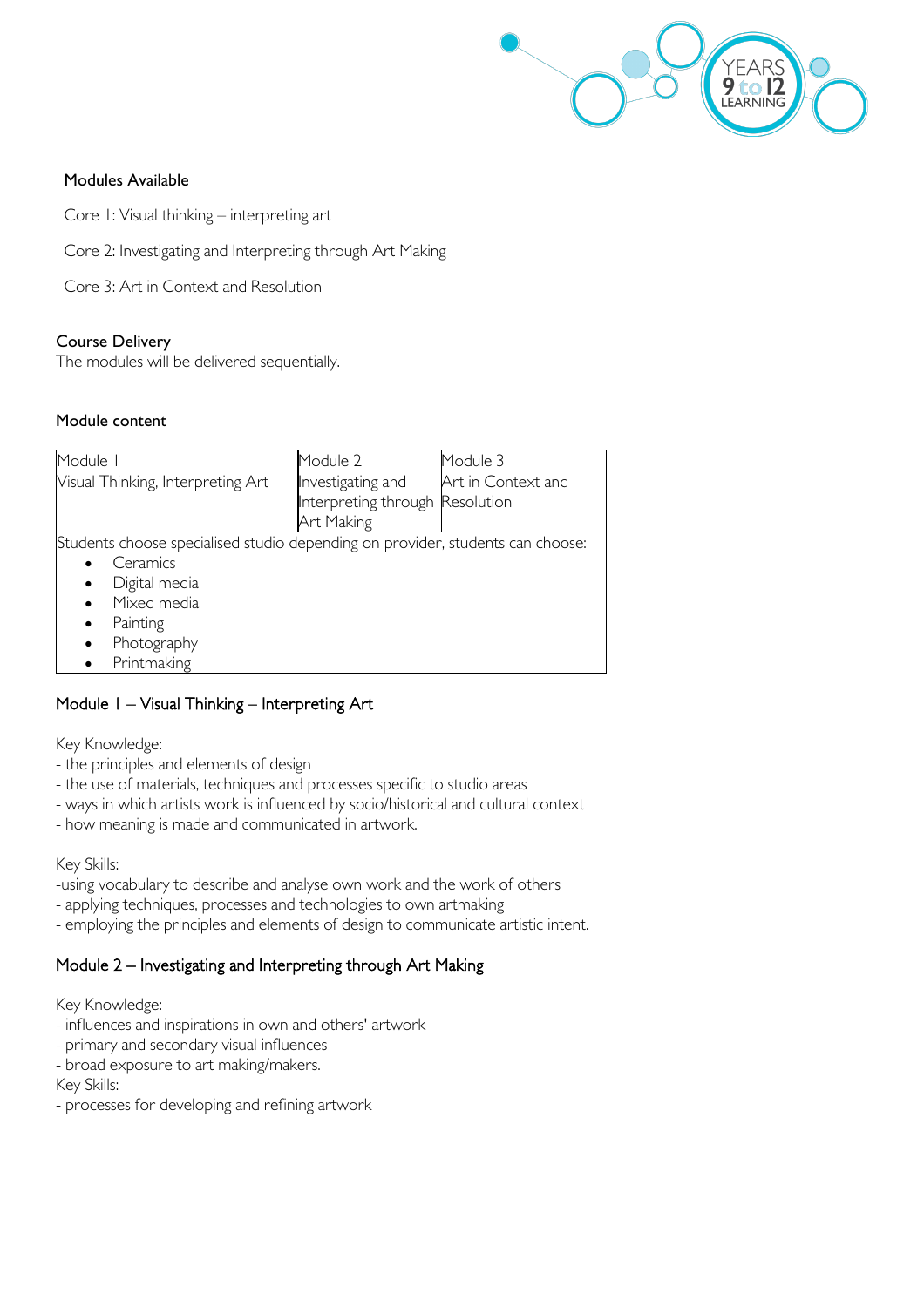## Modules Available

Core 1: Visual thinking – interpreting art

Core 2: Investigating and Interpreting through Art Making

Core 3: Art in Context and Resolution

## Course Delivery

The modules will be delivered sequentially.

## Module content

| Module 1 | Module 2 | Module 3 |
| --- | --- | --- |
| Visual Thinking, Interpreting Art | Investigating and Interpreting through Art Making | Art in Context and Resolution |
| Students choose specialised studio depending on provider, students can choose: <br>• Ceramics <br>• Digital media <br>• Mixed media <br>• Painting <br>• Photography <br>• Printmaking | | |

## Module 1 – Visual Thinking – Interpreting Art

Key Knowledge:
- the principles and elements of design
- the use of materials, techniques and processes specific to studio areas
- ways in which artists work is influenced by socio/historical and cultural context
- how meaning is made and communicated in artwork.

Key Skills:
- using vocabulary to describe and analyse own work and the work of others
- applying techniques, processes and technologies to own artmaking
- employing the principles and elements of design to communicate artistic intent.

## Module 2 – Investigating and Interpreting through Art Making

Key Knowledge:
- influences and inspirations in own and others' artwork
- primary and secondary visual influences
- broad exposure to art making/makers.

Key Skills:
- processes for developing and refining artwork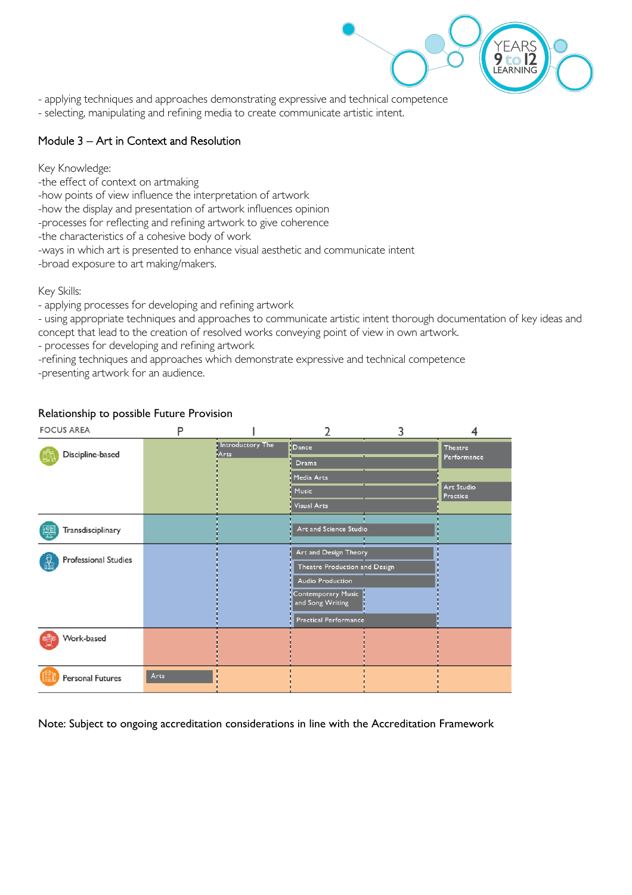- applying techniques and approaches demonstrating expressive and technical competence
- selecting, manipulating and refining media to create communicate artistic intent.

## Module 3 – Art in Context and Resolution

Key Knowledge:
-the effect of context on artmaking
-how points of view influence the interpretation of artwork
-how the display and presentation of artwork influences opinion
-processes for reflecting and refining artwork to give coherence
-the characteristics of a cohesive body of work
-ways in which art is presented to enhance visual aesthetic and communicate intent
-broad exposure to art making/makers.

Key Skills:
- applying processes for developing and refining artwork
- using appropriate techniques and approaches to communicate artistic intent thorough documentation of key ideas and concept that lead to the creation of resolved works conveying point of view in own artwork.
- processes for developing and refining artwork
-refining techniques and approaches which demonstrate expressive and technical competence
-presenting artwork for an audience.

## Relationship to possible Future Provision

FOCUS AREA
P
1
2
3
4

Discipline-based
Introductory The Arts
Dance
Drama
Media Arts
Music
Visual Arts
Theatre Performance
Art Studio Practice

Transdisciplinary
Art and Science Studio

Professional Studies
Art and Design Theory
Theatre Production and Design
Audio Production
Contemporary Music and Song Writing
Practical Performance

Work-based

Personal Futures
Arts

Note: Subject to ongoing accreditation considerations in line with the Accreditation Framework